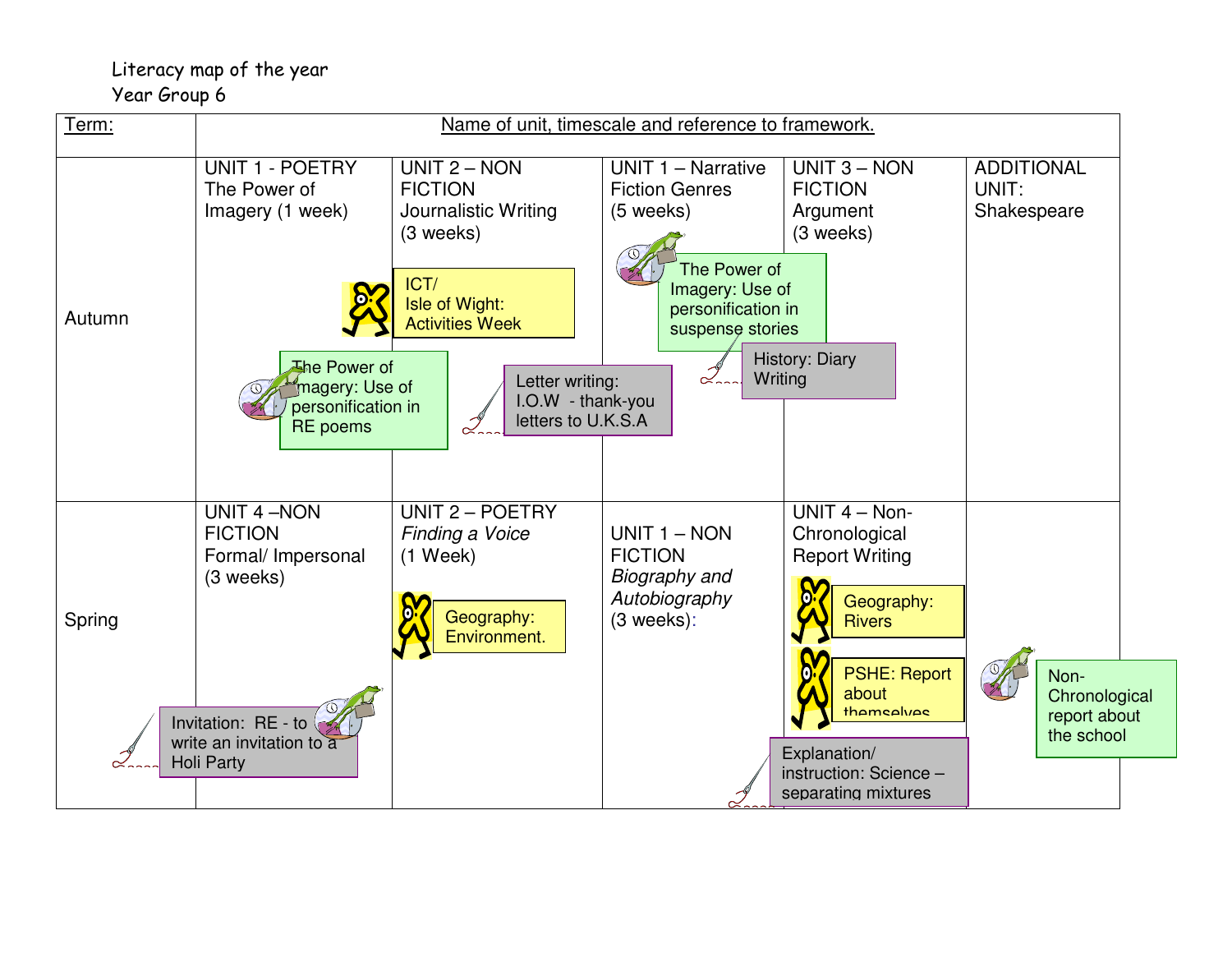Literacy map of the year

Year Group 6

| Term: | Name of unit, timescale and reference to framework. | | | | |
|---|---|---|---|---|---|
| Autumn | UNIT 1 - POETRY The Power of Imagery (1 week)<br><br>The Power of Imagery: Use of personification in RE poems | UNIT 2 – NON FICTION Journalistic Writing (3 weeks)<br><br>ICT/ Isle of Wight: Activities Week<br><br>Letter writing: I.O.W - thank-you letters to U.K.S.A | UNIT 1 – Narrative Fiction Genres (5 weeks)<br><br>The Power of Imagery: Use of personification in suspense stories | UNIT 3 – NON FICTION Argument (3 weeks)<br><br>History: Diary Writing | ADDITIONAL UNIT: Shakespeare |
| Spring | UNIT 4 –NON FICTION Formal/ Impersonal (3 weeks)<br><br>Invitation: RE - to write an invitation to a Holi Party | UNIT 2 – POETRY *Finding a Voice* (1 Week)<br><br>Geography: Environment. | UNIT 1 – NON FICTION *Biography and Autobiography* (3 weeks): | UNIT 4 – Non-Chronological Report Writing<br><br>Geography: Rivers<br><br>PSHE: Report about themselves<br><br>Explanation/ instruction: Science – separating mixtures | Non-Chronological report about the school |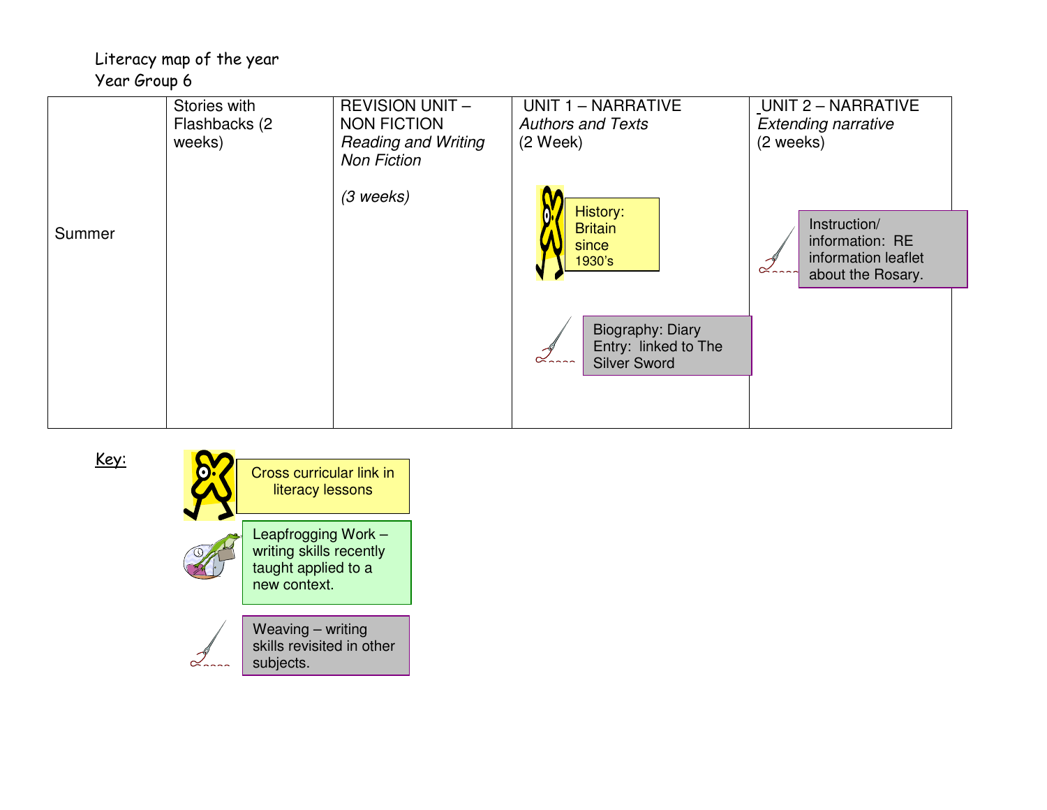Literacy map of the year
Year Group 6

| | | | | |
|---|---|---|---|---|
| Summer | Stories with Flashbacks (2 weeks) | REVISION UNIT – NON FICTION *Reading and Writing Non Fiction* *(3 weeks)* | UNIT 1 – NARRATIVE *Authors and Texts* (2 Week) History: Britain since 1930's Biography: Diary Entry: linked to The Silver Sword | UNIT 2 – NARRATIVE *Extending narrative* (2 weeks) Instruction/ information: RE information leaflet about the Rosary. |

Key:

- Cross curricular link in literacy lessons
- Leapfrogging Work – writing skills recently taught applied to a new context.
- Weaving – writing skills revisited in other subjects.